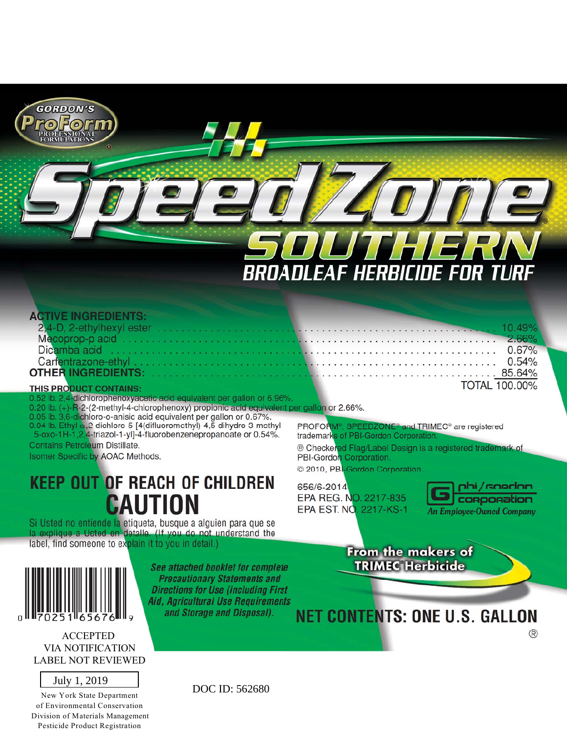GORDON'S ProForm® PROFESSIONAL FORMULATIONS

# SpeedZone® SOUTHERN

## BROADLEAF HERBICIDE FOR TURF

| ACTIVE INGREDIENTS: | |
|---|---|
| 2,4-D, 2-ethylhexyl ester | 10.49% |
| Mecoprop-p acid | 2.66% |
| Dicamba acid | 0.67% |
| Carfentrazone-ethyl | 0.54% |
| **OTHER INGREDIENTS:** | 85.64% |
| | TOTAL 100.00% |

**THIS PRODUCT CONTAINS:**

0.52 lb. 2,4-dichlorophenoxyacetic acid equivalent per gallon or 6.96%.

0.20 lb. (+)-R-2-(2-methyl-4-chlorophenoxy) propionic acid equivalent per gallon or 2.66%.

0.05 lb. 3,6-dichloro-o-anisic acid equivalent per gallon or 0.67%.

0.04 lb. Ethyl α,2 dichloro 5 [4(difluoromethyl) 4,5 dihydro 3 methyl 5-oxo-1H-1,2,4-triazol-1-yl]-4-fluorobenzenepropanoate or 0.54%.

Contains Petroleum Distillate.

Isomer Specific by AOAC Methods.

PROFORM®, SPEEDZONE® and TRIMEC® are registered trademarks of PBI-Gordon Corporation.

® Checkered Flag/Label Design is a registered trademark of PBI-Gordon Corporation.

© 2010, PBI-Gordon Corporation

## KEEP OUT OF REACH OF CHILDREN

## CAUTION

Si Usted no entiende la etiqueta, busque a alguien para que se la explique a Usted en detalle. (If you do not understand the label, find someone to explain it to you in detail.)

656/6-2014

EPA REG. NO. 2217-835

EPA EST. NO. 2217-KS-1

pbi/gordon corporation — An Employee-Owned Company

*See attached booklet for complete Precautionary Statements and Directions for Use (including First Aid, Agricultural Use Requirements and Storage and Disposal).*

From the makers of TRIMEC® Herbicide

0 70251 65676 9

## NET CONTENTS: ONE U.S. GALLON

ACCEPTED
VIA NOTIFICATION
LABEL NOT REVIEWED

July 1, 2019

New York State Department of Environmental Conservation
Division of Materials Management
Pesticide Product Registration

DOC ID: 562680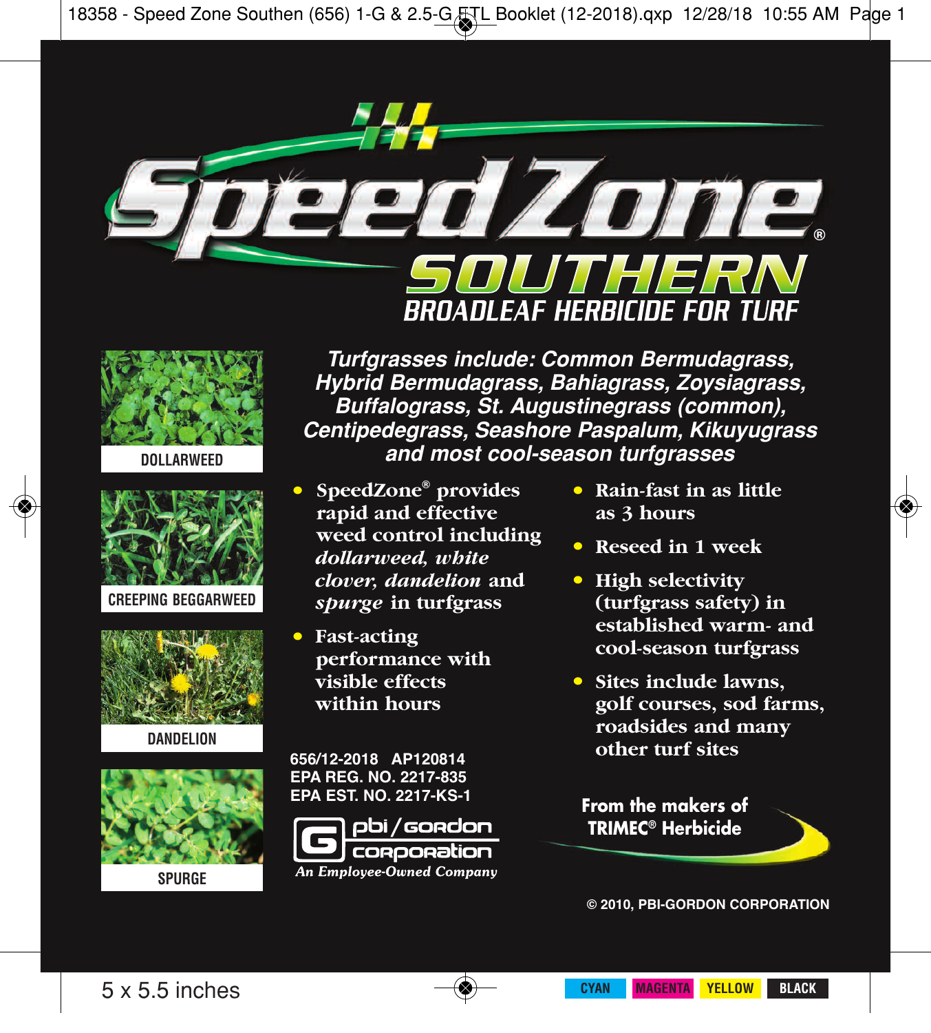# SpeedZone® SOUTHERN

## BROADLEAF HERBICIDE FOR TURF

DOLLARWEED

CREEPING BEGGARWEED

DANDELION

SPURGE

***Turfgrasses include: Common Bermudagrass, Hybrid Bermudagrass, Bahiagrass, Zoysiagrass, Buffalograss, St. Augustinegrass (common), Centipedegrass, Seashore Paspalum, Kikuyugrass and most cool-season turfgrasses***

- **SpeedZone® provides rapid and effective weed control including *dollarweed, white clover, dandelion* and *spurge* in turfgrass**
- **Fast-acting performance with visible effects within hours**
- **Rain-fast in as little as 3 hours**
- **Reseed in 1 week**
- **High selectivity (turfgrass safety) in established warm- and cool-season turfgrass**
- **Sites include lawns, golf courses, sod farms, roadsides and many other turf sites**

**656/12-2018 AP120814**
**EPA REG. NO. 2217-835**
**EPA EST. NO. 2217-KS-1**

pbi/gordon corporation
*An Employee-Owned Company*

**From the makers of TRIMEC® Herbicide**

**© 2010, PBI-GORDON CORPORATION**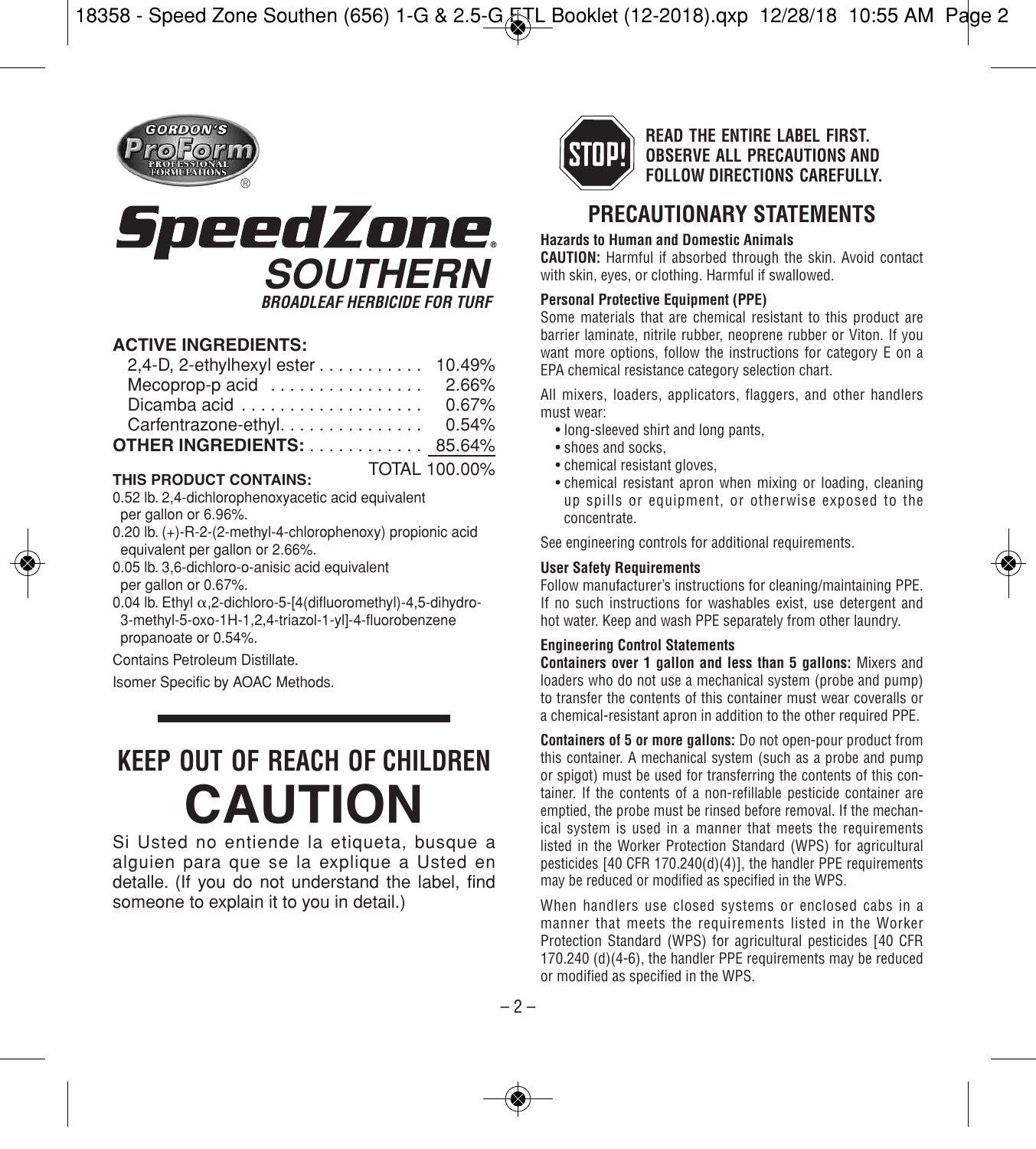GORDON'S ProForm® PROFESSIONAL FORMULATIONS

# SpeedZone® SOUTHERN

***BROADLEAF HERBICIDE FOR TURF***

**ACTIVE INGREDIENTS:**

| | |
|---|---|
| 2,4-D, 2-ethylhexyl ester | 10.49% |
| Mecoprop-p acid | 2.66% |
| Dicamba acid | 0.67% |
| Carfentrazone-ethyl | 0.54% |
| **OTHER INGREDIENTS:** | 85.64% |
| | TOTAL 100.00% |

**THIS PRODUCT CONTAINS:**

0.52 lb. 2,4-dichlorophenoxyacetic acid equivalent per gallon or 6.96%.

0.20 lb. (+)-R-2-(2-methyl-4-chlorophenoxy) propionic acid equivalent per gallon or 2.66%.

0.05 lb. 3,6-dichloro-o-anisic acid equivalent per gallon or 0.67%.

0.04 lb. Ethyl $\alpha$,2-dichloro-5-[4(difluoromethyl)-4,5-dihydro-3-methyl-5-oxo-1H-1,2,4-triazol-1-yl]-4-fluorobenzene propanoate or 0.54%.

Contains Petroleum Distillate.

Isomer Specific by AOAC Methods.

## KEEP OUT OF REACH OF CHILDREN

# CAUTION

Si Usted no entiende la etiqueta, busque a alguien para que se la explique a Usted en detalle. (If you do not understand the label, find someone to explain it to you in detail.)

**STOP! READ THE ENTIRE LABEL FIRST. OBSERVE ALL PRECAUTIONS AND FOLLOW DIRECTIONS CAREFULLY.**

## PRECAUTIONARY STATEMENTS

### Hazards to Human and Domestic Animals

**CAUTION:** Harmful if absorbed through the skin. Avoid contact with skin, eyes, or clothing. Harmful if swallowed.

### Personal Protective Equipment (PPE)

Some materials that are chemical resistant to this product are barrier laminate, nitrile rubber, neoprene rubber or Viton. If you want more options, follow the instructions for category E on a EPA chemical resistance category selection chart.

All mixers, loaders, applicators, flaggers, and other handlers must wear:

- long-sleeved shirt and long pants,
- shoes and socks,
- chemical resistant gloves,
- chemical resistant apron when mixing or loading, cleaning up spills or equipment, or otherwise exposed to the concentrate.

See engineering controls for additional requirements.

### User Safety Requirements

Follow manufacturer's instructions for cleaning/maintaining PPE. If no such instructions for washables exist, use detergent and hot water. Keep and wash PPE separately from other laundry.

### Engineering Control Statements

**Containers over 1 gallon and less than 5 gallons:** Mixers and loaders who do not use a mechanical system (probe and pump) to transfer the contents of this container must wear coveralls or a chemical-resistant apron in addition to the other required PPE.

**Containers of 5 or more gallons:** Do not open-pour product from this container. A mechanical system (such as a probe and pump or spigot) must be used for transferring the contents of this container. If the contents of a non-refillable pesticide container are emptied, the probe must be rinsed before removal. If the mechanical system is used in a manner that meets the requirements listed in the Worker Protection Standard (WPS) for agricultural pesticides [40 CFR 170.240(d)(4)], the handler PPE requirements may be reduced or modified as specified in the WPS.

When handlers use closed systems or enclosed cabs in a manner that meets the requirements listed in the Worker Protection Standard (WPS) for agricultural pesticides [40 CFR 170.240 (d)(4-6), the handler PPE requirements may be reduced or modified as specified in the WPS.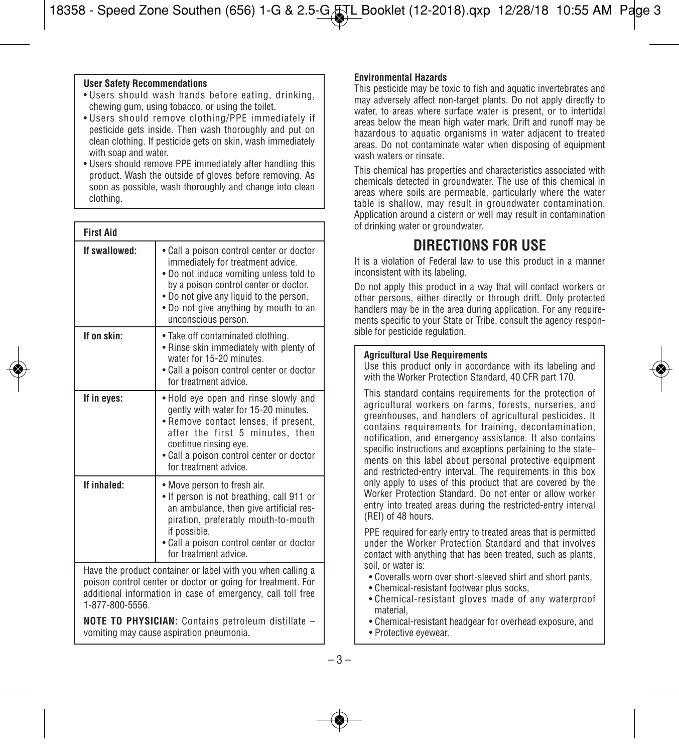**User Safety Recommendations**

- Users should wash hands before eating, drinking, chewing gum, using tobacco, or using the toilet.
- Users should remove clothing/PPE immediately if pesticide gets inside. Then wash thoroughly and put on clean clothing. If pesticide gets on skin, wash immediately with soap and water.
- Users should remove PPE immediately after handling this product. Wash the outside of gloves before removing. As soon as possible, wash thoroughly and change into clean clothing.

**First Aid**

| | |
|---|---|
| **If swallowed:** | • Call a poison control center or doctor immediately for treatment advice.<br>• Do not induce vomiting unless told to by a poison control center or doctor.<br>• Do not give any liquid to the person.<br>• Do not give anything by mouth to an unconscious person. |
| **If on skin:** | • Take off contaminated clothing.<br>• Rinse skin immediately with plenty of water for 15-20 minutes.<br>• Call a poison control center or doctor for treatment advice. |
| **If in eyes:** | • Hold eye open and rinse slowly and gently with water for 15-20 minutes.<br>• Remove contact lenses, if present, after the first 5 minutes, then continue rinsing eye.<br>• Call a poison control center or doctor for treatment advice. |
| **If inhaled:** | • Move person to fresh air.<br>• If person is not breathing, call 911 or an ambulance, then give artificial respiration, preferably mouth-to-mouth if possible.<br>• Call a poison control center or doctor for treatment advice. |

Have the product container or label with you when calling a poison control center or doctor or going for treatment. For additional information in case of emergency, call toll free 1-877-800-5556.

**NOTE TO PHYSICIAN:** Contains petroleum distillate – vomiting may cause aspiration pneumonia.

**Environmental Hazards**

This pesticide may be toxic to fish and aquatic invertebrates and may adversely affect non-target plants. Do not apply directly to water, to areas where surface water is present, or to intertidal areas below the mean high water mark. Drift and runoff may be hazardous to aquatic organisms in water adjacent to treated areas. Do not contaminate water when disposing of equipment wash waters or rinsate.

This chemical has properties and characteristics associated with chemicals detected in groundwater. The use of this chemical in areas where soils are permeable, particularly where the water table is shallow, may result in groundwater contamination. Application around a cistern or well may result in contamination of drinking water or groundwater.

# DIRECTIONS FOR USE

It is a violation of Federal law to use this product in a manner inconsistent with its labeling.

Do not apply this product in a way that will contact workers or other persons, either directly or through drift. Only protected handlers may be in the area during application. For any requirements specific to your State or Tribe, consult the agency responsible for pesticide regulation.

**Agricultural Use Requirements**

Use this product only in accordance with its labeling and with the Worker Protection Standard, 40 CFR part 170.

This standard contains requirements for the protection of agricultural workers on farms, forests, nurseries, and greenhouses, and handlers of agricultural pesticides. It contains requirements for training, decontamination, notification, and emergency assistance. It also contains specific instructions and exceptions pertaining to the statements on this label about personal protective equipment and restricted-entry interval. The requirements in this box only apply to uses of this product that are covered by the Worker Protection Standard. Do not enter or allow worker entry into treated areas during the restricted-entry interval (REI) of 48 hours.

PPE required for early entry to treated areas that is permitted under the Worker Protection Standard and that involves contact with anything that has been treated, such as plants, soil, or water is:

- Coveralls worn over short-sleeved shirt and short pants,
- Chemical-resistant footwear plus socks,
- Chemical-resistant gloves made of any waterproof material,
- Chemical-resistant headgear for overhead exposure, and
- Protective eyewear.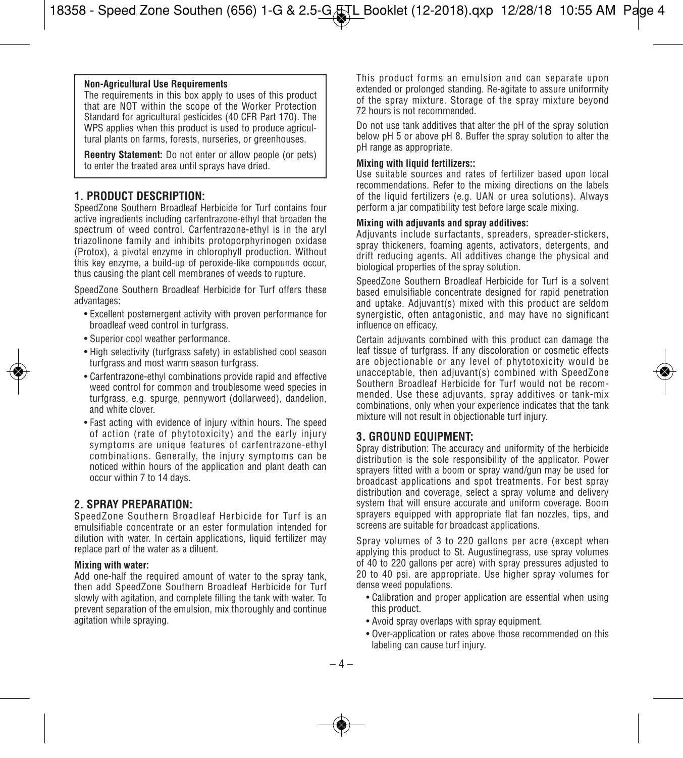**Non-Agricultural Use Requirements**

The requirements in this box apply to uses of this product that are NOT within the scope of the Worker Protection Standard for agricultural pesticides (40 CFR Part 170). The WPS applies when this product is used to produce agricultural plants on farms, forests, nurseries, or greenhouses.

**Reentry Statement:** Do not enter or allow people (or pets) to enter the treated area until sprays have dried.

## 1. PRODUCT DESCRIPTION:

SpeedZone Southern Broadleaf Herbicide for Turf contains four active ingredients including carfentrazone-ethyl that broaden the spectrum of weed control. Carfentrazone-ethyl is in the aryl triazolinone family and inhibits protoporphyrinogen oxidase (Protox), a pivotal enzyme in chlorophyll production. Without this key enzyme, a build-up of peroxide-like compounds occur, thus causing the plant cell membranes of weeds to rupture.

SpeedZone Southern Broadleaf Herbicide for Turf offers these advantages:

- Excellent postemergent activity with proven performance for broadleaf weed control in turfgrass.
- Superior cool weather performance.
- High selectivity (turfgrass safety) in established cool season turfgrass and most warm season turfgrass.
- Carfentrazone-ethyl combinations provide rapid and effective weed control for common and troublesome weed species in turfgrass, e.g. spurge, pennywort (dollarweed), dandelion, and white clover.
- Fast acting with evidence of injury within hours. The speed of action (rate of phytotoxicity) and the early injury symptoms are unique features of carfentrazone-ethyl combinations. Generally, the injury symptoms can be noticed within hours of the application and plant death can occur within 7 to 14 days.

## 2. SPRAY PREPARATION:

SpeedZone Southern Broadleaf Herbicide for Turf is an emulsifiable concentrate or an ester formulation intended for dilution with water. In certain applications, liquid fertilizer may replace part of the water as a diluent.

**Mixing with water:**

Add one-half the required amount of water to the spray tank, then add SpeedZone Southern Broadleaf Herbicide for Turf slowly with agitation, and complete filling the tank with water. To prevent separation of the emulsion, mix thoroughly and continue agitation while spraying.

This product forms an emulsion and can separate upon extended or prolonged standing. Re-agitate to assure uniformity of the spray mixture. Storage of the spray mixture beyond 72 hours is not recommended.

Do not use tank additives that alter the pH of the spray solution below pH 5 or above pH 8. Buffer the spray solution to alter the pH range as appropriate.

**Mixing with liquid fertilizers::**

Use suitable sources and rates of fertilizer based upon local recommendations. Refer to the mixing directions on the labels of the liquid fertilizers (e.g. UAN or urea solutions). Always perform a jar compatibility test before large scale mixing.

**Mixing with adjuvants and spray additives:**

Adjuvants include surfactants, spreaders, spreader-stickers, spray thickeners, foaming agents, activators, detergents, and drift reducing agents. All additives change the physical and biological properties of the spray solution.

SpeedZone Southern Broadleaf Herbicide for Turf is a solvent based emulsifiable concentrate designed for rapid penetration and uptake. Adjuvant(s) mixed with this product are seldom synergistic, often antagonistic, and may have no significant influence on efficacy.

Certain adjuvants combined with this product can damage the leaf tissue of turfgrass. If any discoloration or cosmetic effects are objectionable or any level of phytotoxicity would be unacceptable, then adjuvant(s) combined with SpeedZone Southern Broadleaf Herbicide for Turf would not be recommended. Use these adjuvants, spray additives or tank-mix combinations, only when your experience indicates that the tank mixture will not result in objectionable turf injury.

## 3. GROUND EQUIPMENT:

Spray distribution: The accuracy and uniformity of the herbicide distribution is the sole responsibility of the applicator. Power sprayers fitted with a boom or spray wand/gun may be used for broadcast applications and spot treatments. For best spray distribution and coverage, select a spray volume and delivery system that will ensure accurate and uniform coverage. Boom sprayers equipped with appropriate flat fan nozzles, tips, and screens are suitable for broadcast applications.

Spray volumes of 3 to 220 gallons per acre (except when applying this product to St. Augustinegrass, use spray volumes of 40 to 220 gallons per acre) with spray pressures adjusted to 20 to 40 psi. are appropriate. Use higher spray volumes for dense weed populations.

- Calibration and proper application are essential when using this product.
- Avoid spray overlaps with spray equipment.
- Over-application or rates above those recommended on this labeling can cause turf injury.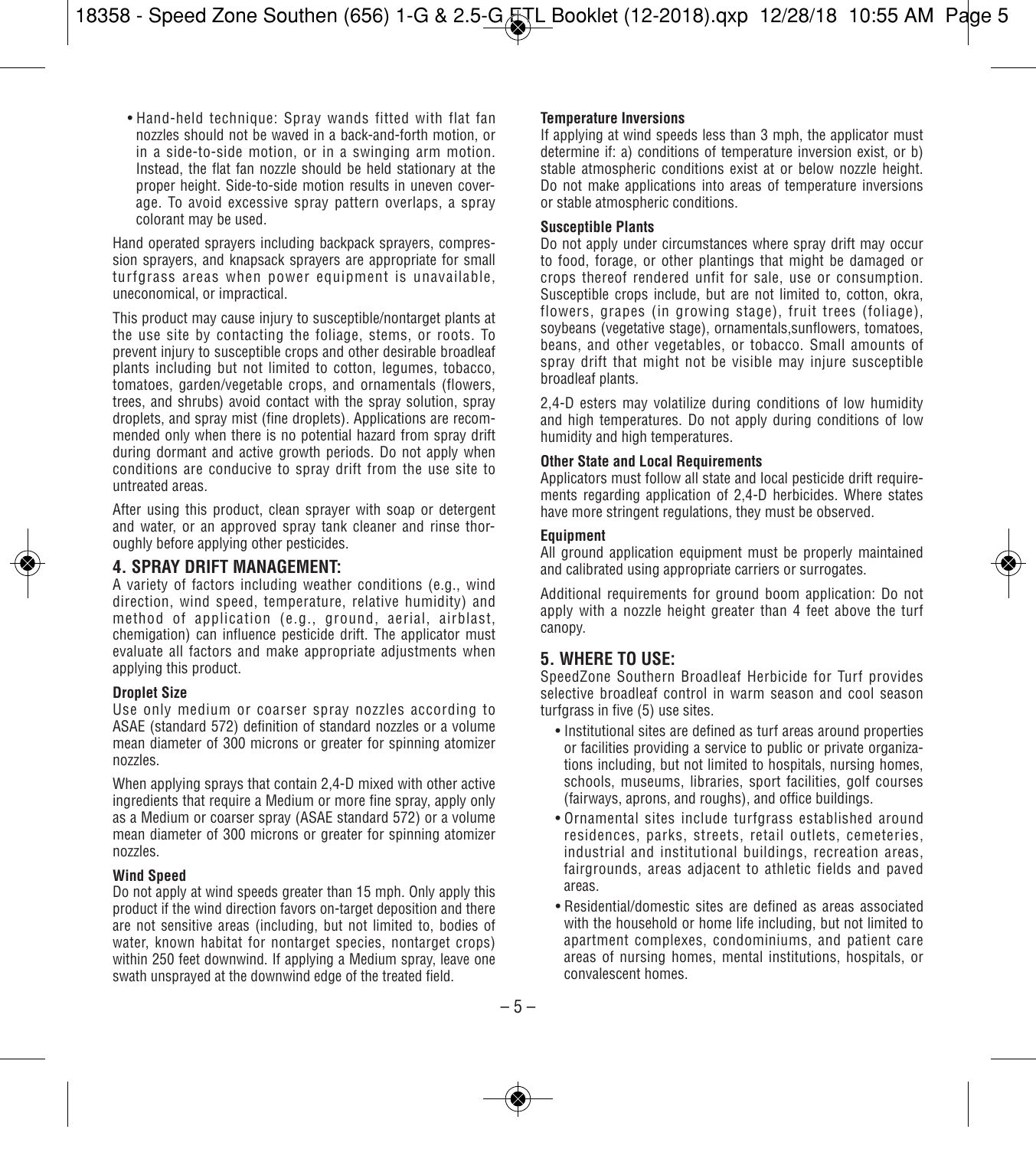- Hand-held technique: Spray wands fitted with flat fan nozzles should not be waved in a back-and-forth motion, or in a side-to-side motion, or in a swinging arm motion. Instead, the flat fan nozzle should be held stationary at the proper height. Side-to-side motion results in uneven coverage. To avoid excessive spray pattern overlaps, a spray colorant may be used.

Hand operated sprayers including backpack sprayers, compression sprayers, and knapsack sprayers are appropriate for small turfgrass areas when power equipment is unavailable, uneconomical, or impractical.

This product may cause injury to susceptible/nontarget plants at the use site by contacting the foliage, stems, or roots. To prevent injury to susceptible crops and other desirable broadleaf plants including but not limited to cotton, legumes, tobacco, tomatoes, garden/vegetable crops, and ornamentals (flowers, trees, and shrubs) avoid contact with the spray solution, spray droplets, and spray mist (fine droplets). Applications are recommended only when there is no potential hazard from spray drift during dormant and active growth periods. Do not apply when conditions are conducive to spray drift from the use site to untreated areas.

After using this product, clean sprayer with soap or detergent and water, or an approved spray tank cleaner and rinse thoroughly before applying other pesticides.

## 4. SPRAY DRIFT MANAGEMENT:

A variety of factors including weather conditions (e.g., wind direction, wind speed, temperature, relative humidity) and method of application (e.g., ground, aerial, airblast, chemigation) can influence pesticide drift. The applicator must evaluate all factors and make appropriate adjustments when applying this product.

**Droplet Size**

Use only medium or coarser spray nozzles according to ASAE (standard 572) definition of standard nozzles or a volume mean diameter of 300 microns or greater for spinning atomizer nozzles.

When applying sprays that contain 2,4-D mixed with other active ingredients that require a Medium or more fine spray, apply only as a Medium or coarser spray (ASAE standard 572) or a volume mean diameter of 300 microns or greater for spinning atomizer nozzles.

**Wind Speed**

Do not apply at wind speeds greater than 15 mph. Only apply this product if the wind direction favors on-target deposition and there are not sensitive areas (including, but not limited to, bodies of water, known habitat for nontarget species, nontarget crops) within 250 feet downwind. If applying a Medium spray, leave one swath unsprayed at the downwind edge of the treated field.

**Temperature Inversions**

If applying at wind speeds less than 3 mph, the applicator must determine if: a) conditions of temperature inversion exist, or b) stable atmospheric conditions exist at or below nozzle height. Do not make applications into areas of temperature inversions or stable atmospheric conditions.

**Susceptible Plants**

Do not apply under circumstances where spray drift may occur to food, forage, or other plantings that might be damaged or crops thereof rendered unfit for sale, use or consumption. Susceptible crops include, but are not limited to, cotton, okra, flowers, grapes (in growing stage), fruit trees (foliage), soybeans (vegetative stage), ornamentals,sunflowers, tomatoes, beans, and other vegetables, or tobacco. Small amounts of spray drift that might not be visible may injure susceptible broadleaf plants.

2,4-D esters may volatilize during conditions of low humidity and high temperatures. Do not apply during conditions of low humidity and high temperatures.

**Other State and Local Requirements**

Applicators must follow all state and local pesticide drift requirements regarding application of 2,4-D herbicides. Where states have more stringent regulations, they must be observed.

**Equipment**

All ground application equipment must be properly maintained and calibrated using appropriate carriers or surrogates.

Additional requirements for ground boom application: Do not apply with a nozzle height greater than 4 feet above the turf canopy.

## 5. WHERE TO USE:

SpeedZone Southern Broadleaf Herbicide for Turf provides selective broadleaf control in warm season and cool season turfgrass in five (5) use sites.

- Institutional sites are defined as turf areas around properties or facilities providing a service to public or private organizations including, but not limited to hospitals, nursing homes, schools, museums, libraries, sport facilities, golf courses (fairways, aprons, and roughs), and office buildings.
- Ornamental sites include turfgrass established around residences, parks, streets, retail outlets, cemeteries, industrial and institutional buildings, recreation areas, fairgrounds, areas adjacent to athletic fields and paved areas.
- Residential/domestic sites are defined as areas associated with the household or home life including, but not limited to apartment complexes, condominiums, and patient care areas of nursing homes, mental institutions, hospitals, or convalescent homes.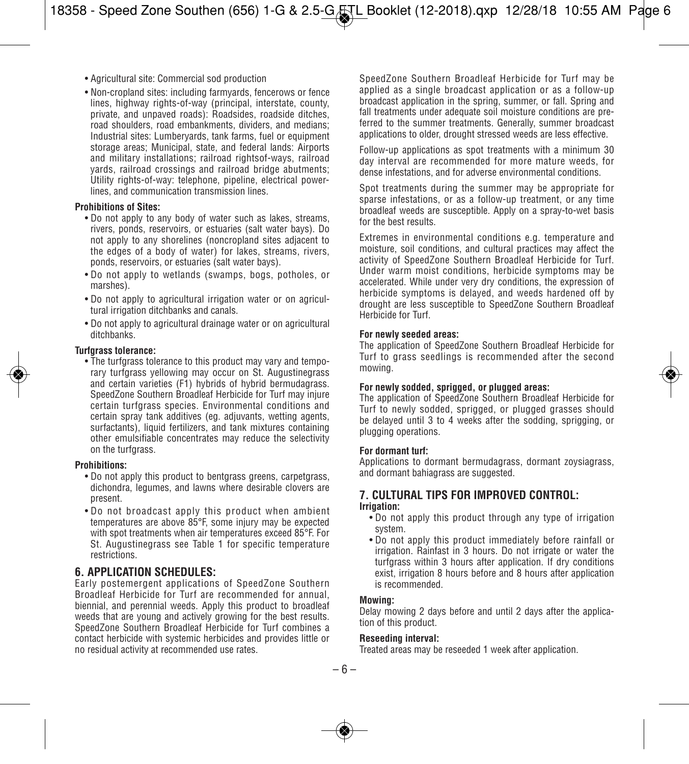- Agricultural site: Commercial sod production
- Non-cropland sites: including farmyards, fencerows or fence lines, highway rights-of-way (principal, interstate, county, private, and unpaved roads): Roadsides, roadside ditches, road shoulders, road embankments, dividers, and medians; Industrial sites: Lumberyards, tank farms, fuel or equipment storage areas; Municipal, state, and federal lands: Airports and military installations; railroad rightsof-ways, railroad yards, railroad crossings and railroad bridge abutments; Utility rights-of-way: telephone, pipeline, electrical powerlines, and communication transmission lines.

**Prohibitions of Sites:**

- Do not apply to any body of water such as lakes, streams, rivers, ponds, reservoirs, or estuaries (salt water bays). Do not apply to any shorelines (noncropland sites adjacent to the edges of a body of water) for lakes, streams, rivers, ponds, reservoirs, or estuaries (salt water bays).
- Do not apply to wetlands (swamps, bogs, potholes, or marshes).
- Do not apply to agricultural irrigation water or on agricultural irrigation ditchbanks and canals.
- Do not apply to agricultural drainage water or on agricultural ditchbanks.

**Turfgrass tolerance:**

- The turfgrass tolerance to this product may vary and temporary turfgrass yellowing may occur on St. Augustinegrass and certain varieties (F1) hybrids of hybrid bermudagrass. SpeedZone Southern Broadleaf Herbicide for Turf may injure certain turfgrass species. Environmental conditions and certain spray tank additives (eg. adjuvants, wetting agents, surfactants), liquid fertilizers, and tank mixtures containing other emulsifiable concentrates may reduce the selectivity on the turfgrass.

**Prohibitions:**

- Do not apply this product to bentgrass greens, carpetgrass, dichondra, legumes, and lawns where desirable clovers are present.
- Do not broadcast apply this product when ambient temperatures are above 85°F, some injury may be expected with spot treatments when air temperatures exceed 85°F. For St. Augustinegrass see Table 1 for specific temperature restrictions.

## 6. APPLICATION SCHEDULES:

Early postemergent applications of SpeedZone Southern Broadleaf Herbicide for Turf are recommended for annual, biennial, and perennial weeds. Apply this product to broadleaf weeds that are young and actively growing for the best results. SpeedZone Southern Broadleaf Herbicide for Turf combines a contact herbicide with systemic herbicides and provides little or no residual activity at recommended use rates.

SpeedZone Southern Broadleaf Herbicide for Turf may be applied as a single broadcast application or as a follow-up broadcast application in the spring, summer, or fall. Spring and fall treatments under adequate soil moisture conditions are preferred to the summer treatments. Generally, summer broadcast applications to older, drought stressed weeds are less effective.

Follow-up applications as spot treatments with a minimum 30 day interval are recommended for more mature weeds, for dense infestations, and for adverse environmental conditions.

Spot treatments during the summer may be appropriate for sparse infestations, or as a follow-up treatment, or any time broadleaf weeds are susceptible. Apply on a spray-to-wet basis for the best results.

Extremes in environmental conditions e.g. temperature and moisture, soil conditions, and cultural practices may affect the activity of SpeedZone Southern Broadleaf Herbicide for Turf. Under warm moist conditions, herbicide symptoms may be accelerated. While under very dry conditions, the expression of herbicide symptoms is delayed, and weeds hardened off by drought are less susceptible to SpeedZone Southern Broadleaf Herbicide for Turf.

**For newly seeded areas:**
The application of SpeedZone Southern Broadleaf Herbicide for Turf to grass seedlings is recommended after the second mowing.

**For newly sodded, sprigged, or plugged areas:**
The application of SpeedZone Southern Broadleaf Herbicide for Turf to newly sodded, sprigged, or plugged grasses should be delayed until 3 to 4 weeks after the sodding, sprigging, or plugging operations.

**For dormant turf:**
Applications to dormant bermudagrass, dormant zoysiagrass, and dormant bahiagrass are suggested.

## 7. CULTURAL TIPS FOR IMPROVED CONTROL:

**Irrigation:**

- Do not apply this product through any type of irrigation system.
- Do not apply this product immediately before rainfall or irrigation. Rainfast in 3 hours. Do not irrigate or water the turfgrass within 3 hours after application. If dry conditions exist, irrigation 8 hours before and 8 hours after application is recommended.

**Mowing:**
Delay mowing 2 days before and until 2 days after the application of this product.

**Reseeding interval:**
Treated areas may be reseeded 1 week after application.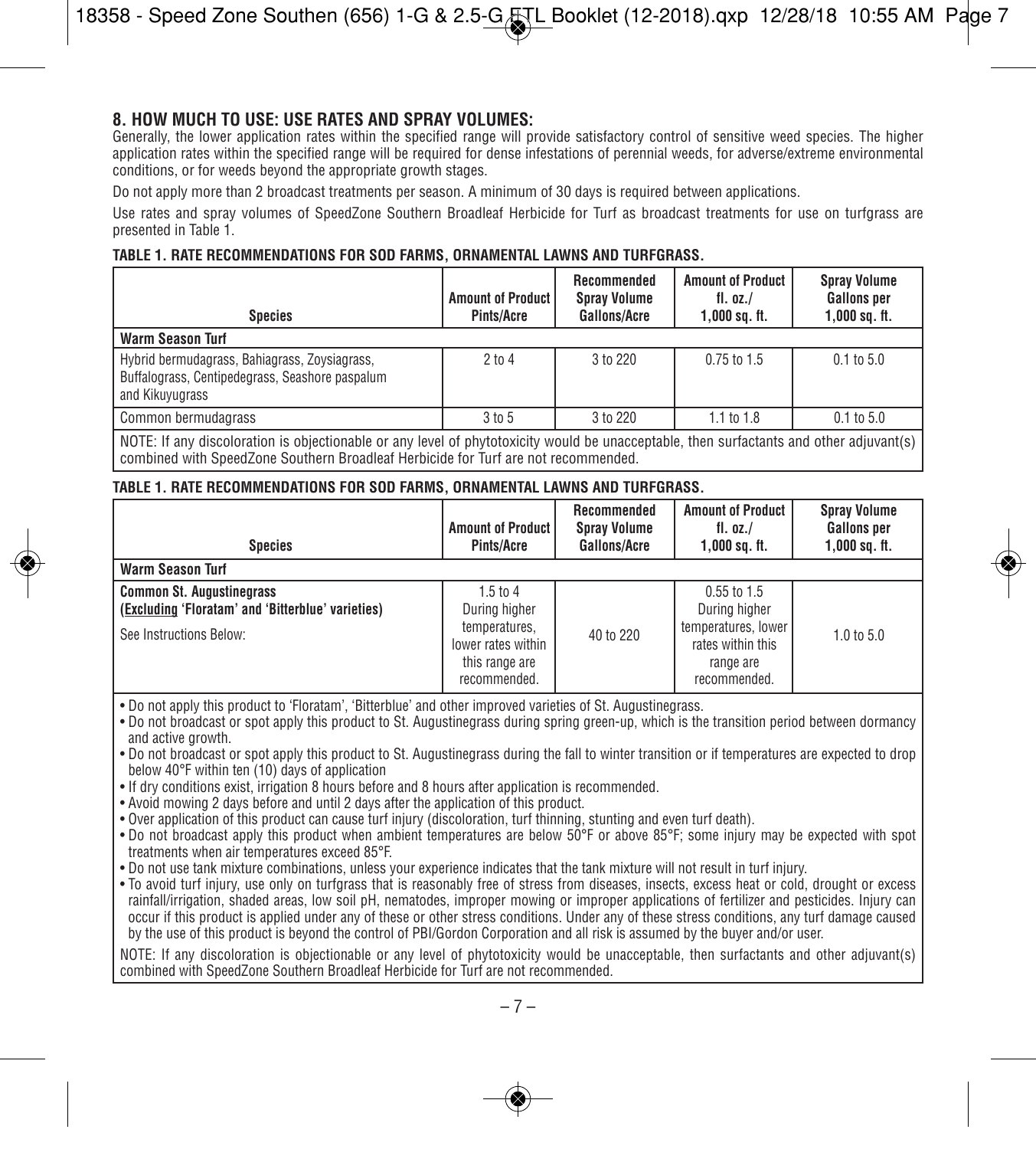## 8. HOW MUCH TO USE: USE RATES AND SPRAY VOLUMES:

Generally, the lower application rates within the specified range will provide satisfactory control of sensitive weed species. The higher application rates within the specified range will be required for dense infestations of perennial weeds, for adverse/extreme environmental conditions, or for weeds beyond the appropriate growth stages.

Do not apply more than 2 broadcast treatments per season. A minimum of 30 days is required between applications.

Use rates and spray volumes of SpeedZone Southern Broadleaf Herbicide for Turf as broadcast treatments for use on turfgrass are presented in Table 1.

**TABLE 1. RATE RECOMMENDATIONS FOR SOD FARMS, ORNAMENTAL LAWNS AND TURFGRASS.**

| Species | Amount of Product Pints/Acre | Recommended Spray Volume Gallons/Acre | Amount of Product fl. oz./ 1,000 sq. ft. | Spray Volume Gallons per 1,000 sq. ft. |
|---|---|---|---|---|
| **Warm Season Turf** | | | | |
| Hybrid bermudagrass, Bahiagrass, Zoysiagrass, Buffalograss, Centipedegrass, Seashore paspalum and Kikuyugrass | 2 to 4 | 3 to 220 | 0.75 to 1.5 | 0.1 to 5.0 |
| Common bermudagrass | 3 to 5 | 3 to 220 | 1.1 to 1.8 | 0.1 to 5.0 |

NOTE: If any discoloration is objectionable or any level of phytotoxicity would be unacceptable, then surfactants and other adjuvant(s) combined with SpeedZone Southern Broadleaf Herbicide for Turf are not recommended.

**TABLE 1. RATE RECOMMENDATIONS FOR SOD FARMS, ORNAMENTAL LAWNS AND TURFGRASS.**

| Species | Amount of Product Pints/Acre | Recommended Spray Volume Gallons/Acre | Amount of Product fl. oz./ 1,000 sq. ft. | Spray Volume Gallons per 1,000 sq. ft. |
|---|---|---|---|---|
| **Warm Season Turf** | | | | |
| **Common St. Augustinegrass (Excluding 'Floratam' and 'Bitterblue' varieties)** See Instructions Below: | 1.5 to 4 During higher temperatures, lower rates within this range are recommended. | 40 to 220 | 0.55 to 1.5 During higher temperatures, lower rates within this range are recommended. | 1.0 to 5.0 |

- Do not apply this product to 'Floratam', 'Bitterblue' and other improved varieties of St. Augustinegrass.
- Do not broadcast or spot apply this product to St. Augustinegrass during spring green-up, which is the transition period between dormancy and active growth.
- Do not broadcast or spot apply this product to St. Augustinegrass during the fall to winter transition or if temperatures are expected to drop below 40°F within ten (10) days of application
- If dry conditions exist, irrigation 8 hours before and 8 hours after application is recommended.
- Avoid mowing 2 days before and until 2 days after the application of this product.
- Over application of this product can cause turf injury (discoloration, turf thinning, stunting and even turf death).
- Do not broadcast apply this product when ambient temperatures are below 50°F or above 85°F; some injury may be expected with spot treatments when air temperatures exceed 85°F.
- Do not use tank mixture combinations, unless your experience indicates that the tank mixture will not result in turf injury.
- To avoid turf injury, use only on turfgrass that is reasonably free of stress from diseases, insects, excess heat or cold, drought or excess rainfall/irrigation, shaded areas, low soil pH, nematodes, improper mowing or improper applications of fertilizer and pesticides. Injury can occur if this product is applied under any of these or other stress conditions. Under any of these stress conditions, any turf damage caused by the use of this product is beyond the control of PBI/Gordon Corporation and all risk is assumed by the buyer and/or user.

NOTE: If any discoloration is objectionable or any level of phytotoxicity would be unacceptable, then surfactants and other adjuvant(s) combined with SpeedZone Southern Broadleaf Herbicide for Turf are not recommended.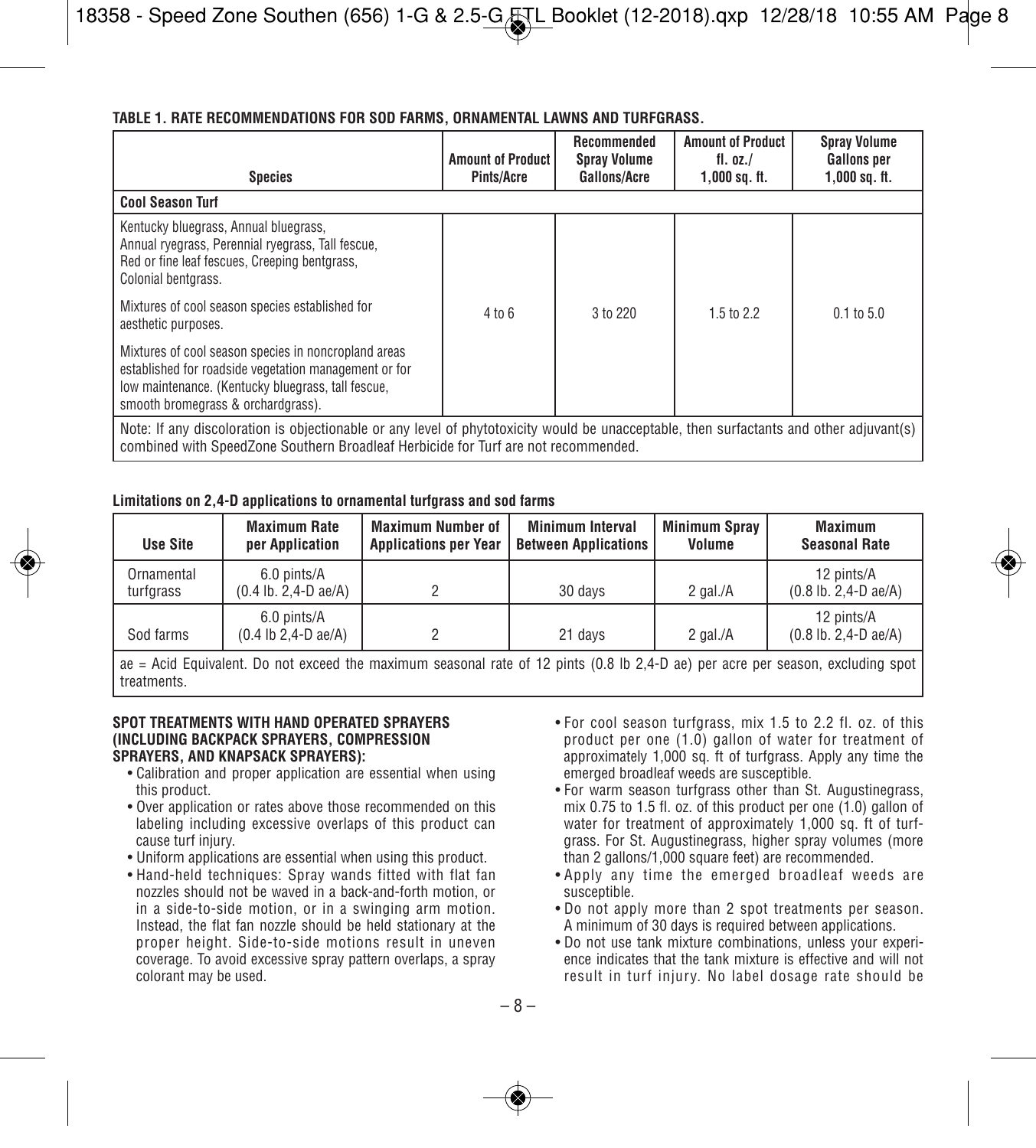**TABLE 1. RATE RECOMMENDATIONS FOR SOD FARMS, ORNAMENTAL LAWNS AND TURFGRASS.**

| Species | Amount of Product Pints/Acre | Recommended Spray Volume Gallons/Acre | Amount of Product fl. oz./ 1,000 sq. ft. | Spray Volume Gallons per 1,000 sq. ft. |
|---|---|---|---|---|
| **Cool Season Turf** | | | | |
| Kentucky bluegrass, Annual bluegrass, Annual ryegrass, Perennial ryegrass, Tall fescue, Red or fine leaf fescues, Creeping bentgrass, Colonial bentgrass.<br><br>Mixtures of cool season species established for aesthetic purposes.<br><br>Mixtures of cool season species in noncropland areas established for roadside vegetation management or for low maintenance. (Kentucky bluegrass, tall fescue, smooth bromegrass & orchardgrass). | 4 to 6 | 3 to 220 | 1.5 to 2.2 | 0.1 to 5.0 |
| Note: If any discoloration is objectionable or any level of phytotoxicity would be unacceptable, then surfactants and other adjuvant(s) combined with SpeedZone Southern Broadleaf Herbicide for Turf are not recommended. | | | | |

**Limitations on 2,4-D applications to ornamental turfgrass and sod farms**

| Use Site | Maximum Rate per Application | Maximum Number of Applications per Year | Minimum Interval Between Applications | Minimum Spray Volume | Maximum Seasonal Rate |
|---|---|---|---|---|---|
| Ornamental turfgrass | 6.0 pints/A (0.4 lb. 2,4-D ae/A) | 2 | 30 days | 2 gal./A | 12 pints/A (0.8 lb. 2,4-D ae/A) |
| Sod farms | 6.0 pints/A (0.4 lb 2,4-D ae/A) | 2 | 21 days | 2 gal./A | 12 pints/A (0.8 lb. 2,4-D ae/A) |
| ae = Acid Equivalent. Do not exceed the maximum seasonal rate of 12 pints (0.8 lb 2,4-D ae) per acre per season, excluding spot treatments. | | | | | |

**SPOT TREATMENTS WITH HAND OPERATED SPRAYERS (INCLUDING BACKPACK SPRAYERS, COMPRESSION SPRAYERS, AND KNAPSACK SPRAYERS):**

- Calibration and proper application are essential when using this product.
- Over application or rates above those recommended on this labeling including excessive overlaps of this product can cause turf injury.
- Uniform applications are essential when using this product.
- Hand-held techniques: Spray wands fitted with flat fan nozzles should not be waved in a back-and-forth motion, or in a side-to-side motion, or in a swinging arm motion. Instead, the flat fan nozzle should be held stationary at the proper height. Side-to-side motions result in uneven coverage. To avoid excessive spray pattern overlaps, a spray colorant may be used.
- For cool season turfgrass, mix 1.5 to 2.2 fl. oz. of this product per one (1.0) gallon of water for treatment of approximately 1,000 sq. ft of turfgrass. Apply any time the emerged broadleaf weeds are susceptible.
- For warm season turfgrass other than St. Augustinegrass, mix 0.75 to 1.5 fl. oz. of this product per one (1.0) gallon of water for treatment of approximately 1,000 sq. ft of turfgrass. For St. Augustinegrass, higher spray volumes (more than 2 gallons/1,000 square feet) are recommended.
- Apply any time the emerged broadleaf weeds are susceptible.
- Do not apply more than 2 spot treatments per season. A minimum of 30 days is required between applications.
- Do not use tank mixture combinations, unless your experience indicates that the tank mixture is effective and will not result in turf injury. No label dosage rate should be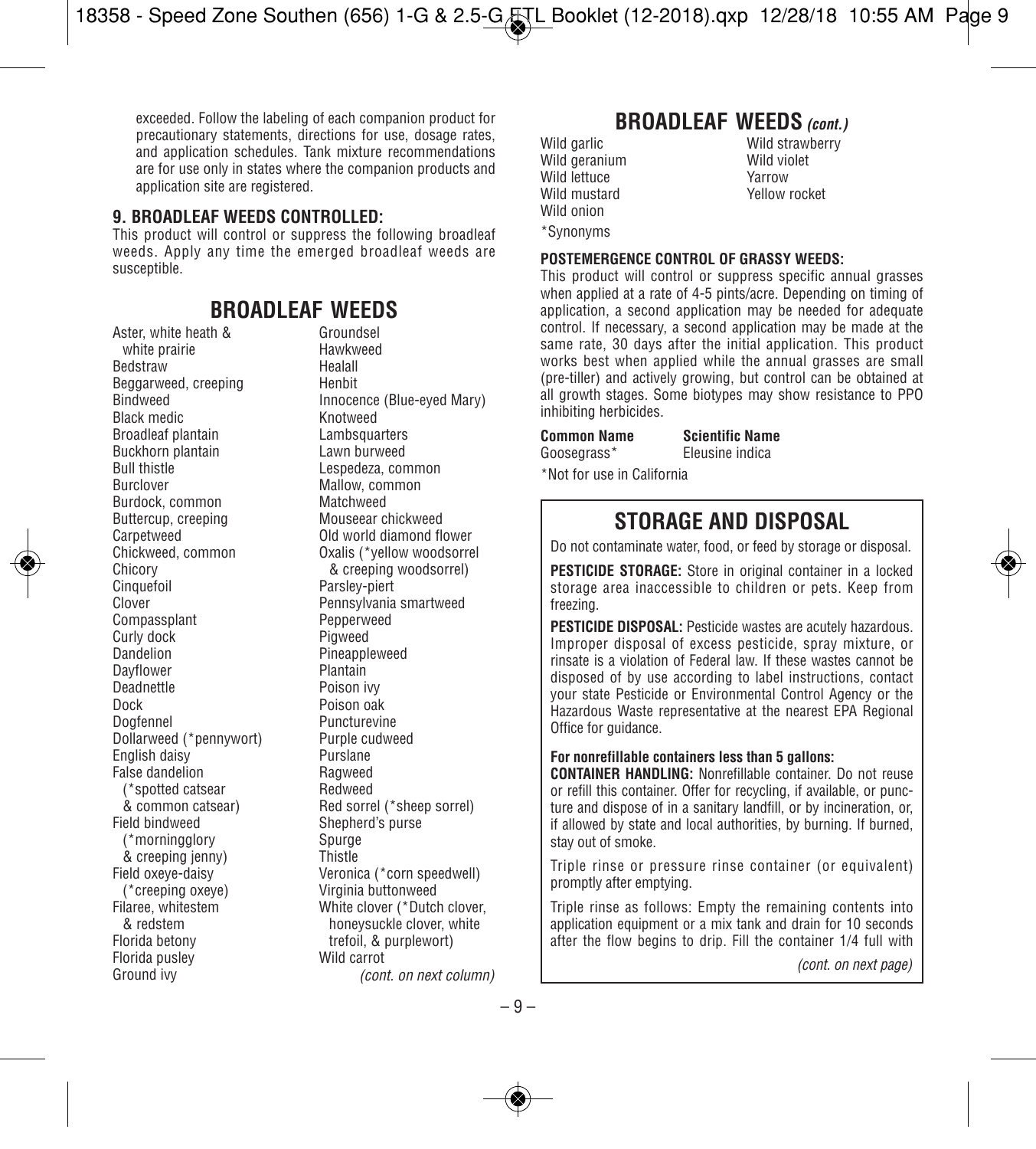exceeded. Follow the labeling of each companion product for precautionary statements, directions for use, dosage rates, and application schedules. Tank mixture recommendations are for use only in states where the companion products and application site are registered.

### 9. BROADLEAF WEEDS CONTROLLED:

This product will control or suppress the following broadleaf weeds. Apply any time the emerged broadleaf weeds are susceptible.

## BROADLEAF WEEDS

- Aster, white heath & white prairie
- Bedstraw
- Beggarweed, creeping
- Bindweed
- Black medic
- Broadleaf plantain
- Buckhorn plantain
- Bull thistle
- Burclover
- Burdock, common
- Buttercup, creeping
- Carpetweed
- Chickweed, common
- Chicory
- Cinquefoil
- Clover
- Compassplant
- Curly dock
- Dandelion
- Dayflower
- Deadnettle
- Dock
- Dogfennel
- Dollarweed (*pennywort)
- English daisy
- False dandelion (*spotted catsear & common catsear)
- Field bindweed (*morningglory & creeping jenny)
- Field oxeye-daisy (*creeping oxeye)
- Filaree, whitestem & redstem
- Florida betony
- Florida pusley
- Ground ivy
- Groundsel
- Hawkweed
- Healall
- Henbit
- Innocence (Blue-eyed Mary)
- Knotweed
- Lambsquarters
- Lawn burweed
- Lespedeza, common
- Mallow, common
- Matchweed
- Mouseear chickweed
- Old world diamond flower
- Oxalis (*yellow woodsorrel & creeping woodsorrel)
- Parsley-piert
- Pennsylvania smartweed
- Pepperweed
- Pigweed
- Pineappleweed
- Plantain
- Poison ivy
- Poison oak
- Puncturevine
- Purple cudweed
- Purslane
- Ragweed
- Redweed
- Red sorrel (*sheep sorrel)
- Shepherd's purse
- Spurge
- Thistle
- Veronica (*corn speedwell)
- Virginia buttonweed
- White clover (*Dutch clover, honeysuckle clover, white trefoil, & purplewort)
- Wild carrot

*(cont. on next column)*

## BROADLEAF WEEDS *(cont.)*

- Wild garlic
- Wild geranium
- Wild lettuce
- Wild mustard
- Wild onion
- Wild strawberry
- Wild violet
- Yarrow
- Yellow rocket

*Synonyms

### POSTEMERGENCE CONTROL OF GRASSY WEEDS:

This product will control or suppress specific annual grasses when applied at a rate of 4-5 pints/acre. Depending on timing of application, a second application may be needed for adequate control. If necessary, a second application may be made at the same rate, 30 days after the initial application. This product works best when applied while the annual grasses are small (pre-tiller) and actively growing, but control can be obtained at all growth stages. Some biotypes may show resistance to PPO inhibiting herbicides.

| Common Name | Scientific Name |
|---|---|
| Goosegrass* | Eleusine indica |

*Not for use in California

## STORAGE AND DISPOSAL

Do not contaminate water, food, or feed by storage or disposal.

**PESTICIDE STORAGE:** Store in original container in a locked storage area inaccessible to children or pets. Keep from freezing.

**PESTICIDE DISPOSAL:** Pesticide wastes are acutely hazardous. Improper disposal of excess pesticide, spray mixture, or rinsate is a violation of Federal law. If these wastes cannot be disposed of by use according to label instructions, contact your state Pesticide or Environmental Control Agency or the Hazardous Waste representative at the nearest EPA Regional Office for guidance.

**For nonrefillable containers less than 5 gallons:**

**CONTAINER HANDLING:** Nonrefillable container. Do not reuse or refill this container. Offer for recycling, if available, or puncture and dispose of in a sanitary landfill, or by incineration, or, if allowed by state and local authorities, by burning. If burned, stay out of smoke.

Triple rinse or pressure rinse container (or equivalent) promptly after emptying.

Triple rinse as follows: Empty the remaining contents into application equipment or a mix tank and drain for 10 seconds after the flow begins to drip. Fill the container 1/4 full with

*(cont. on next page)*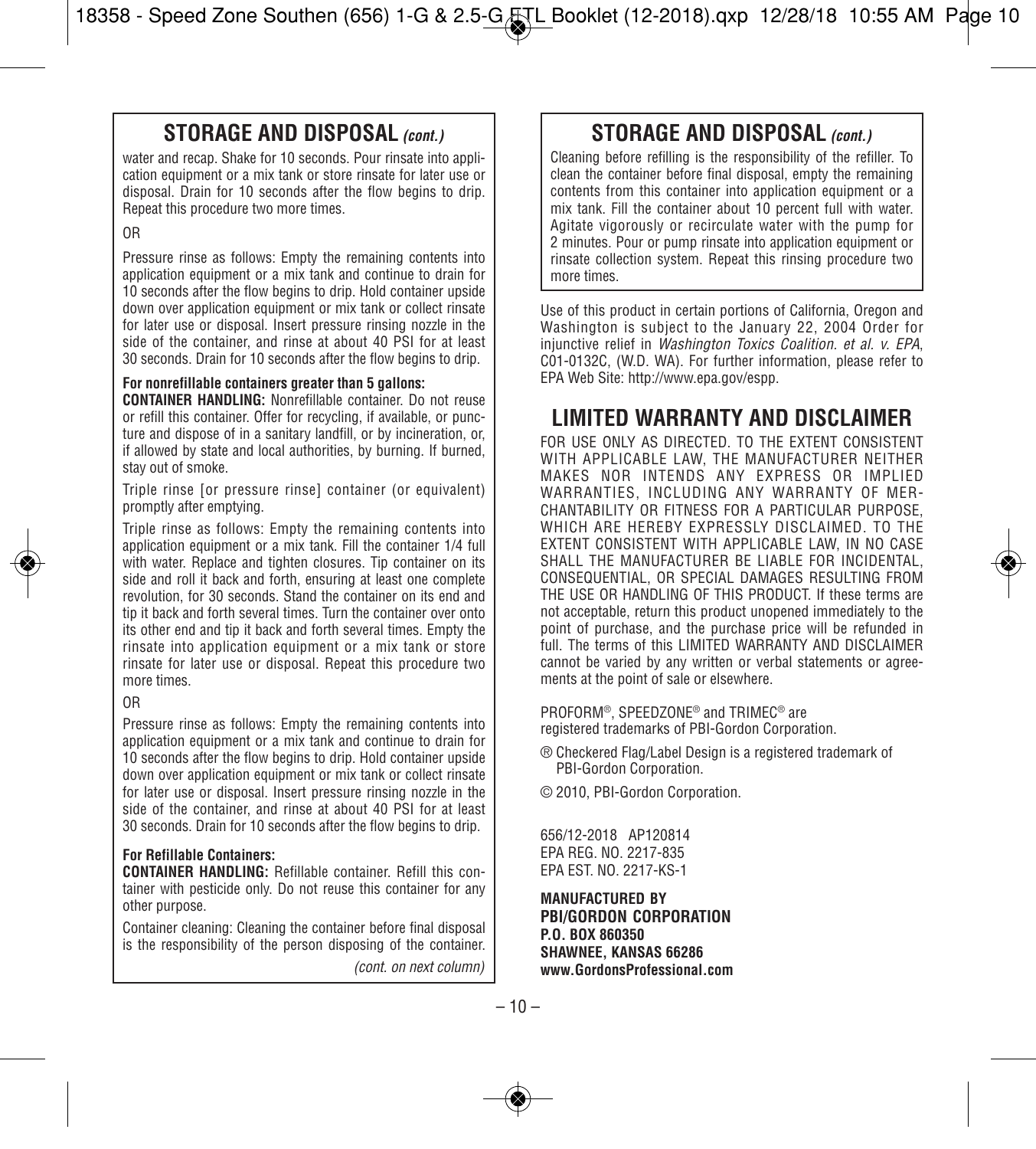## STORAGE AND DISPOSAL *(cont.)*

water and recap. Shake for 10 seconds. Pour rinsate into application equipment or a mix tank or store rinsate for later use or disposal. Drain for 10 seconds after the flow begins to drip. Repeat this procedure two more times.

OR

Pressure rinse as follows: Empty the remaining contents into application equipment or a mix tank and continue to drain for 10 seconds after the flow begins to drip. Hold container upside down over application equipment or mix tank or collect rinsate for later use or disposal. Insert pressure rinsing nozzle in the side of the container, and rinse at about 40 PSI for at least 30 seconds. Drain for 10 seconds after the flow begins to drip.

**For nonrefillable containers greater than 5 gallons:**
**CONTAINER HANDLING:** Nonrefillable container. Do not reuse or refill this container. Offer for recycling, if available, or puncture and dispose of in a sanitary landfill, or by incineration, or, if allowed by state and local authorities, by burning. If burned, stay out of smoke.

Triple rinse [or pressure rinse] container (or equivalent) promptly after emptying.

Triple rinse as follows: Empty the remaining contents into application equipment or a mix tank. Fill the container 1/4 full with water. Replace and tighten closures. Tip container on its side and roll it back and forth, ensuring at least one complete revolution, for 30 seconds. Stand the container on its end and tip it back and forth several times. Turn the container over onto its other end and tip it back and forth several times. Empty the rinsate into application equipment or a mix tank or store rinsate for later use or disposal. Repeat this procedure two more times.

OR

Pressure rinse as follows: Empty the remaining contents into application equipment or a mix tank and continue to drain for 10 seconds after the flow begins to drip. Hold container upside down over application equipment or mix tank or collect rinsate for later use or disposal. Insert pressure rinsing nozzle in the side of the container, and rinse at about 40 PSI for at least 30 seconds. Drain for 10 seconds after the flow begins to drip.

**For Refillable Containers:**
**CONTAINER HANDLING:** Refillable container. Refill this container with pesticide only. Do not reuse this container for any other purpose.

Container cleaning: Cleaning the container before final disposal is the responsibility of the person disposing of the container.

*(cont. on next column)*

## STORAGE AND DISPOSAL *(cont.)*

Cleaning before refilling is the responsibility of the refiller. To clean the container before final disposal, empty the remaining contents from this container into application equipment or a mix tank. Fill the container about 10 percent full with water. Agitate vigorously or recirculate water with the pump for 2 minutes. Pour or pump rinsate into application equipment or rinsate collection system. Repeat this rinsing procedure two more times.

Use of this product in certain portions of California, Oregon and Washington is subject to the January 22, 2004 Order for injunctive relief in *Washington Toxics Coalition. et al. v. EPA*, C01-0132C, (W.D. WA). For further information, please refer to EPA Web Site: http://www.epa.gov/espp.

## LIMITED WARRANTY AND DISCLAIMER

FOR USE ONLY AS DIRECTED. TO THE EXTENT CONSISTENT WITH APPLICABLE LAW, THE MANUFACTURER NEITHER MAKES NOR INTENDS ANY EXPRESS OR IMPLIED WARRANTIES, INCLUDING ANY WARRANTY OF MERCHANTABILITY OR FITNESS FOR A PARTICULAR PURPOSE, WHICH ARE HEREBY EXPRESSLY DISCLAIMED. TO THE EXTENT CONSISTENT WITH APPLICABLE LAW, IN NO CASE SHALL THE MANUFACTURER BE LIABLE FOR INCIDENTAL, CONSEQUENTIAL, OR SPECIAL DAMAGES RESULTING FROM THE USE OR HANDLING OF THIS PRODUCT. If these terms are not acceptable, return this product unopened immediately to the point of purchase, and the purchase price will be refunded in full. The terms of this LIMITED WARRANTY AND DISCLAIMER cannot be varied by any written or verbal statements or agreements at the point of sale or elsewhere.

PROFORM®, SPEEDZONE® and TRIMEC® are registered trademarks of PBI-Gordon Corporation.

® Checkered Flag/Label Design is a registered trademark of PBI-Gordon Corporation.

© 2010, PBI-Gordon Corporation.

656/12-2018 AP120814
EPA REG. NO. 2217-835
EPA EST. NO. 2217-KS-1

**MANUFACTURED BY**
**PBI/GORDON CORPORATION**
**P.O. BOX 860350**
**SHAWNEE, KANSAS 66286**
**www.GordonsProfessional.com**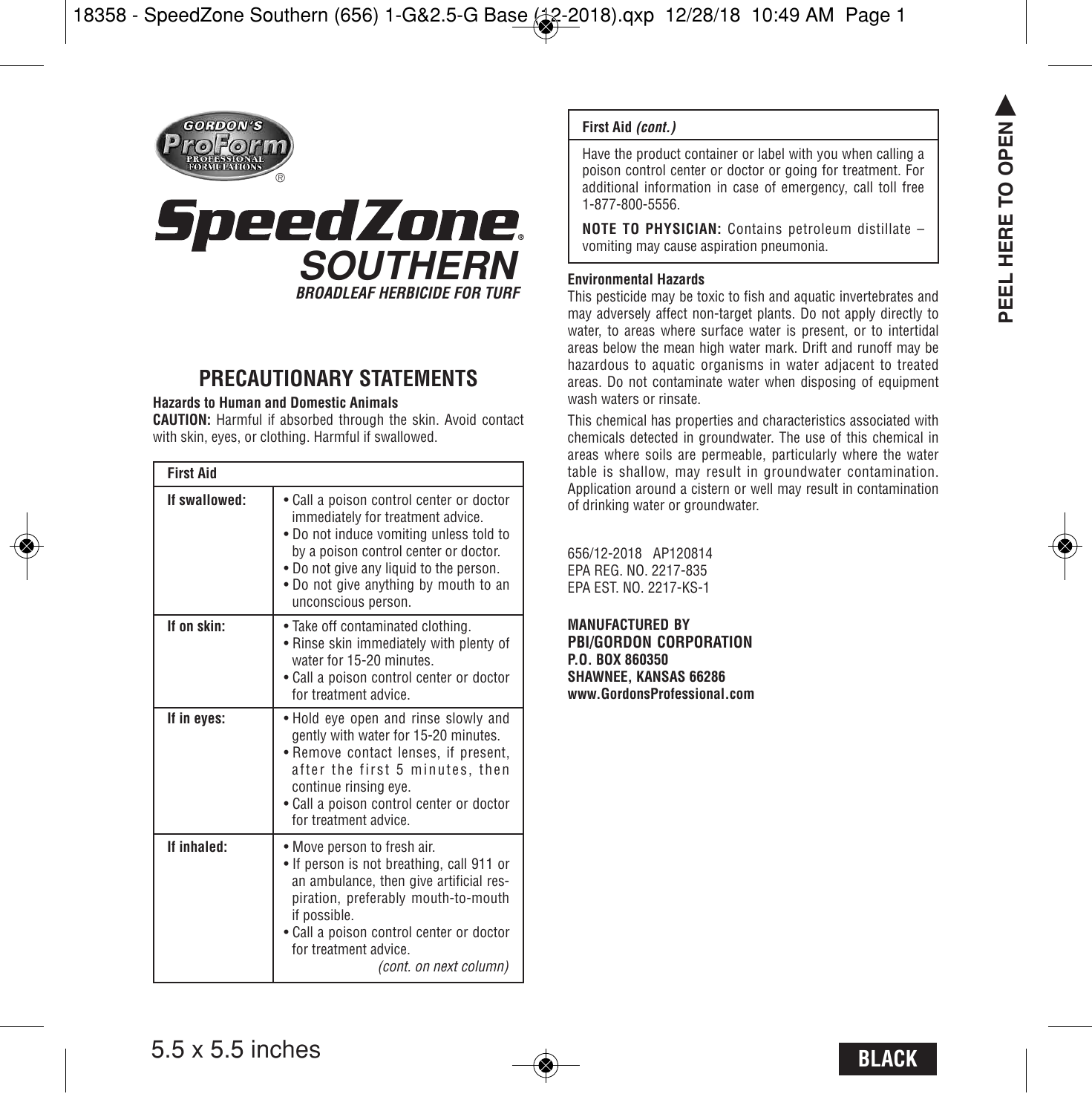**GORDON'S ProForm PROFESSIONAL FORMULATIONS®**

# SpeedZone® SOUTHERN

***BROADLEAF HERBICIDE FOR TURF***

## PRECAUTIONARY STATEMENTS

**Hazards to Human and Domestic Animals**

**CAUTION:** Harmful if absorbed through the skin. Avoid contact with skin, eyes, or clothing. Harmful if swallowed.

| First Aid | |
|---|---|
| **If swallowed:** | • Call a poison control center or doctor immediately for treatment advice.<br>• Do not induce vomiting unless told to by a poison control center or doctor.<br>• Do not give any liquid to the person.<br>• Do not give anything by mouth to an unconscious person. |
| **If on skin:** | • Take off contaminated clothing.<br>• Rinse skin immediately with plenty of water for 15-20 minutes.<br>• Call a poison control center or doctor for treatment advice. |
| **If in eyes:** | • Hold eye open and rinse slowly and gently with water for 15-20 minutes.<br>• Remove contact lenses, if present, after the first 5 minutes, then continue rinsing eye.<br>• Call a poison control center or doctor for treatment advice. |
| **If inhaled:** | • Move person to fresh air.<br>• If person is not breathing, call 911 or an ambulance, then give artificial respiration, preferably mouth-to-mouth if possible.<br>• Call a poison control center or doctor for treatment advice.<br>*(cont. on next column)* |

**First Aid *(cont.)***

Have the product container or label with you when calling a poison control center or doctor or going for treatment. For additional information in case of emergency, call toll free 1-877-800-5556.

**NOTE TO PHYSICIAN:** Contains petroleum distillate – vomiting may cause aspiration pneumonia.

**Environmental Hazards**

This pesticide may be toxic to fish and aquatic invertebrates and may adversely affect non-target plants. Do not apply directly to water, to areas where surface water is present, or to intertidal areas below the mean high water mark. Drift and runoff may be hazardous to aquatic organisms in water adjacent to treated areas. Do not contaminate water when disposing of equipment wash waters or rinsate.

This chemical has properties and characteristics associated with chemicals detected in groundwater. The use of this chemical in areas where soils are permeable, particularly where the water table is shallow, may result in groundwater contamination. Application around a cistern or well may result in contamination of drinking water or groundwater.

656/12-2018 AP120814
EPA REG. NO. 2217-835
EPA EST. NO. 2217-KS-1

**MANUFACTURED BY**
**PBI/GORDON CORPORATION**
**P.O. BOX 860350**
**SHAWNEE, KANSAS 66286**
**www.GordonsProfessional.com**

**PEEL HERE TO OPEN ▶**